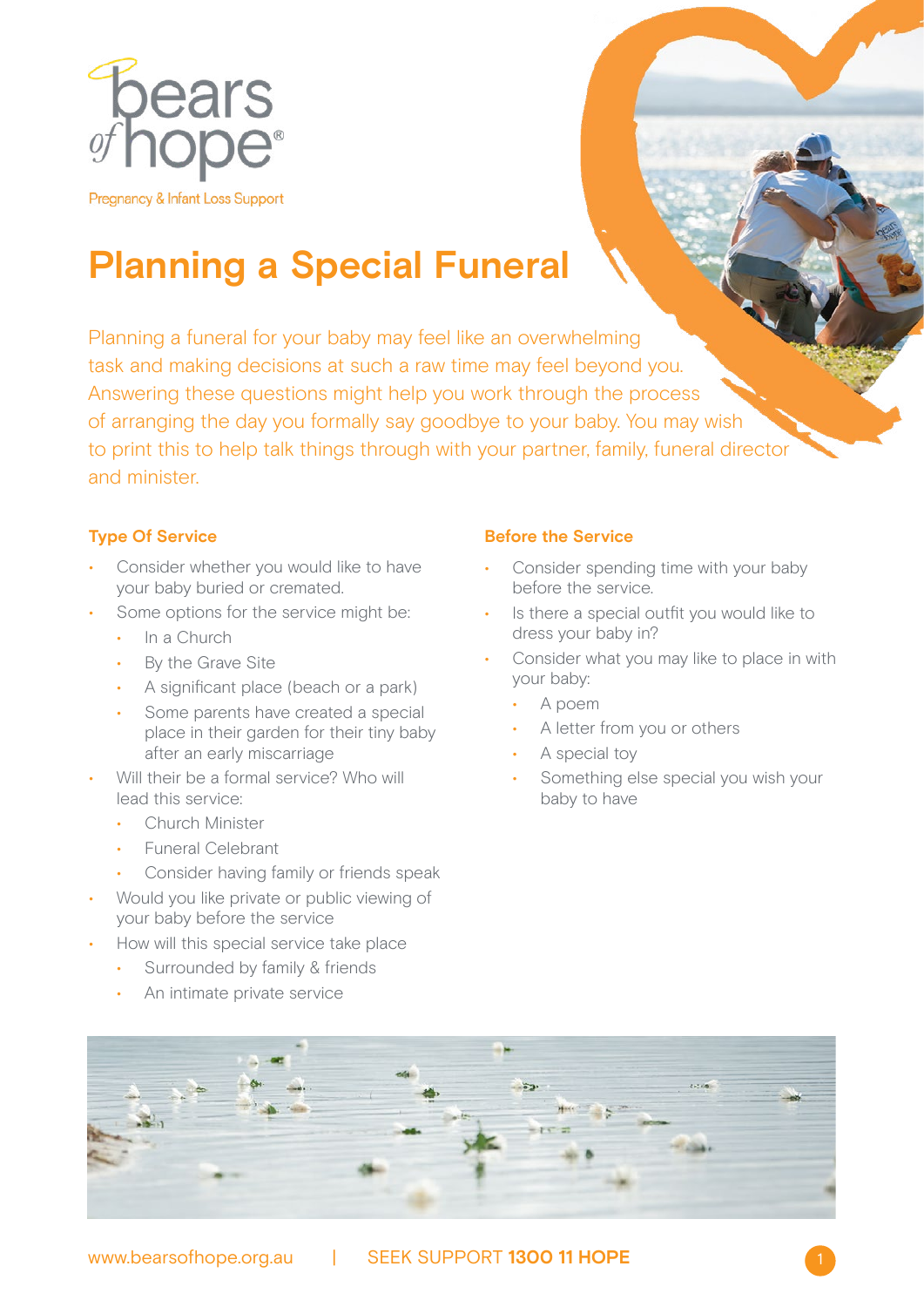bears of hope®

Pregnancy & Infant Loss Support

# Planning a Special Funeral

Planning a funeral for your baby may feel like an overwhelming task and making decisions at such a raw time may feel beyond you. Answering these questions might help you work through the process of arranging the day you formally say goodbye to your baby. You may wish to print this to help talk things through with your partner, family, funeral director and minister.

## Type Of Service

- Consider whether you would like to have your baby buried or cremated.
- Some options for the service might be:
  - In a Church
  - By the Grave Site
  - A significant place (beach or a park)
  - Some parents have created a special place in their garden for their tiny baby after an early miscarriage
- Will their be a formal service? Who will lead this service:
  - Church Minister
  - Funeral Celebrant
  - Consider having family or friends speak
- Would you like private or public viewing of your baby before the service
- How will this special service take place
  - Surrounded by family & friends
  - An intimate private service

## Before the Service

- Consider spending time with your baby before the service.
- Is there a special outfit you would like to dress your baby in?
- Consider what you may like to place in with your baby:
  - A poem
  - A letter from you or others
  - A special toy
  - Something else special you wish your baby to have

www.bearsofhope.org.au | SEEK SUPPORT **1300 11 HOPE**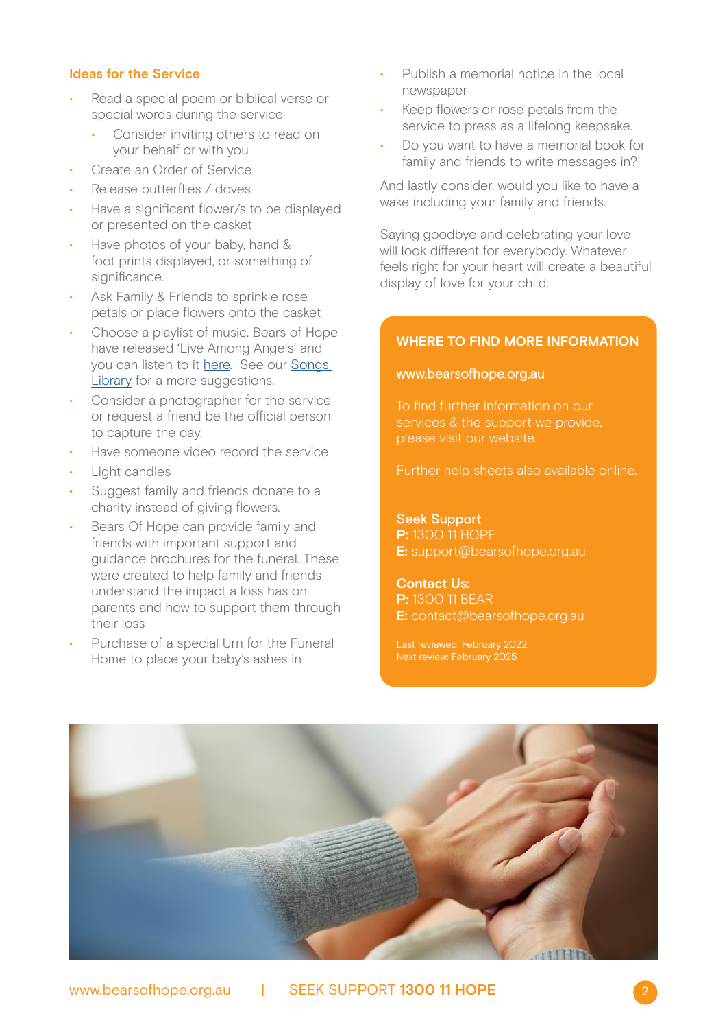## Ideas for the Service

- Read a special poem or biblical verse or special words during the service
  - Consider inviting others to read on your behalf or with you
- Create an Order of Service
- Release butterflies / doves
- Have a significant flower/s to be displayed or presented on the casket
- Have photos of your baby, hand & foot prints displayed, or something of significance.
- Ask Family & Friends to sprinkle rose petals or place flowers onto the casket
- Choose a playlist of music. Bears of Hope have released 'Live Among Angels' and you can listen to it here. See our Songs Library for a more suggestions.
- Consider a photographer for the service or request a friend be the official person to capture the day.
- Have someone video record the service
- Light candles
- Suggest family and friends donate to a charity instead of giving flowers.
- Bears Of Hope can provide family and friends with important support and guidance brochures for the funeral. These were created to help family and friends understand the impact a loss has on parents and how to support them through their loss
- Purchase of a special Urn for the Funeral Home to place your baby's ashes in
- Publish a memorial notice in the local newspaper
- Keep flowers or rose petals from the service to press as a lifelong keepsake.
- Do you want to have a memorial book for family and friends to write messages in?

And lastly consider, would you like to have a wake including your family and friends.

Saying goodbye and celebrating your love will look different for everybody. Whatever feels right for your heart will create a beautiful display of love for your child.

### WHERE TO FIND MORE INFORMATION

**www.bearsofhope.org.au**

To find further information on our services & the support we provide, please visit our website.

Further help sheets also available online.

**Seek Support**
**P:** 1300 11 HOPE
**E:** support@bearsofhope.org.au

**Contact Us:**
**P:** 1300 11 BEAR
**E:** contact@bearsofhope.org.au

Last reviewed: February 2022
Next review: February 2025